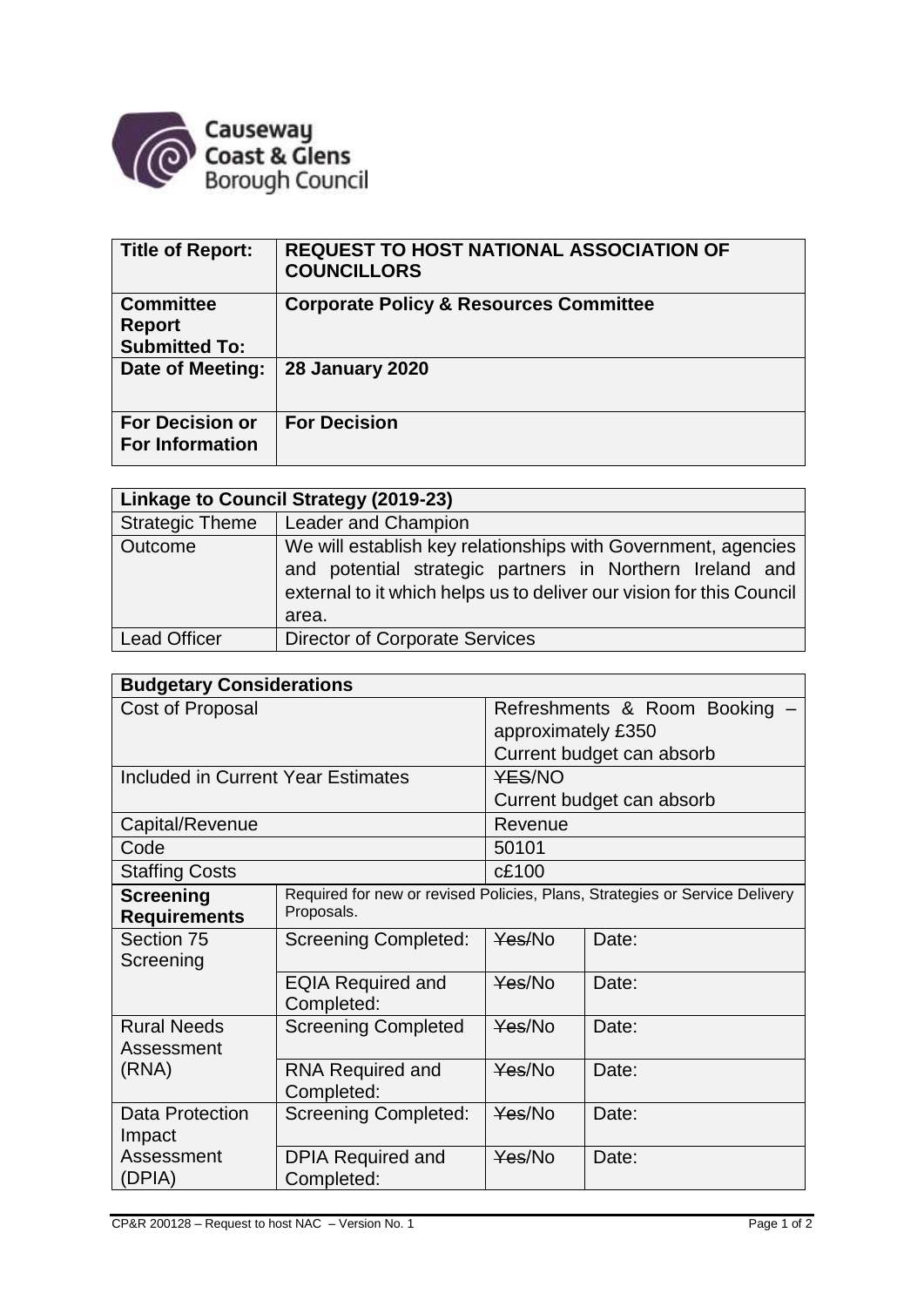Causeway Coast & Glens Borough Council

| Title of Report: | REQUEST TO HOST NATIONAL ASSOCIATION OF COUNCILLORS |
|---|---|
| Committee Report Submitted To: | Corporate Policy & Resources Committee |
| Date of Meeting: | 28 January 2020 |
| For Decision or For Information | For Decision |

| Linkage to Council Strategy (2019-23) | |
|---|---|
| Strategic Theme | Leader and Champion |
| Outcome | We will establish key relationships with Government, agencies and potential strategic partners in Northern Ireland and external to it which helps us to deliver our vision for this Council area. |
| Lead Officer | Director of Corporate Services |

| Budgetary Considerations | | | |
|---|---|---|---|
| Cost of Proposal | | Refreshments & Room Booking – approximately £350<br>Current budget can absorb | |
| Included in Current Year Estimates | | ~~YES~~/NO<br>Current budget can absorb | |
| Capital/Revenue | | Revenue | |
| Code | | 50101 | |
| Staffing Costs | | c£100 | |
| **Screening Requirements** | Required for new or revised Policies, Plans, Strategies or Service Delivery Proposals. | | |
| Section 75 Screening | Screening Completed: | ~~Yes~~/No | Date: |
| | EQIA Required and Completed: | ~~Yes~~/No | Date: |
| Rural Needs Assessment (RNA) | Screening Completed | ~~Yes~~/No | Date: |
| | RNA Required and Completed: | ~~Yes~~/No | Date: |
| Data Protection Impact Assessment (DPIA) | Screening Completed: | ~~Yes~~/No | Date: |
| | DPIA Required and Completed: | ~~Yes~~/No | Date: |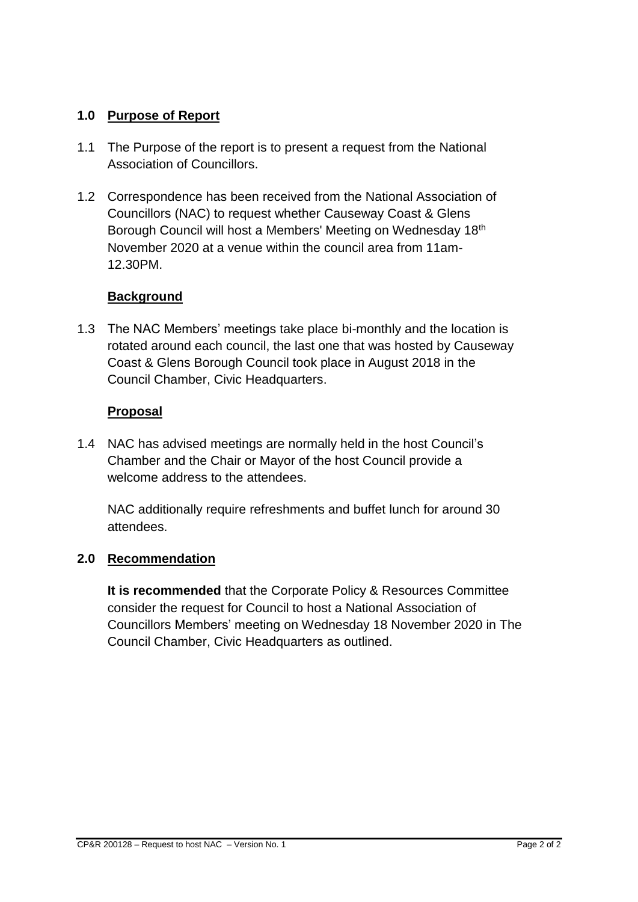## 1.0 Purpose of Report

1.1 The Purpose of the report is to present a request from the National Association of Councillors.

1.2 Correspondence has been received from the National Association of Councillors (NAC) to request whether Causeway Coast & Glens Borough Council will host a Members' Meeting on Wednesday 18th November 2020 at a venue within the council area from 11am-12.30PM.

### Background

1.3 The NAC Members' meetings take place bi-monthly and the location is rotated around each council, the last one that was hosted by Causeway Coast & Glens Borough Council took place in August 2018 in the Council Chamber, Civic Headquarters.

### Proposal

1.4 NAC has advised meetings are normally held in the host Council's Chamber and the Chair or Mayor of the host Council provide a welcome address to the attendees.

NAC additionally require refreshments and buffet lunch for around 30 attendees.

## 2.0 Recommendation

**It is recommended** that the Corporate Policy & Resources Committee consider the request for Council to host a National Association of Councillors Members' meeting on Wednesday 18 November 2020 in The Council Chamber, Civic Headquarters as outlined.